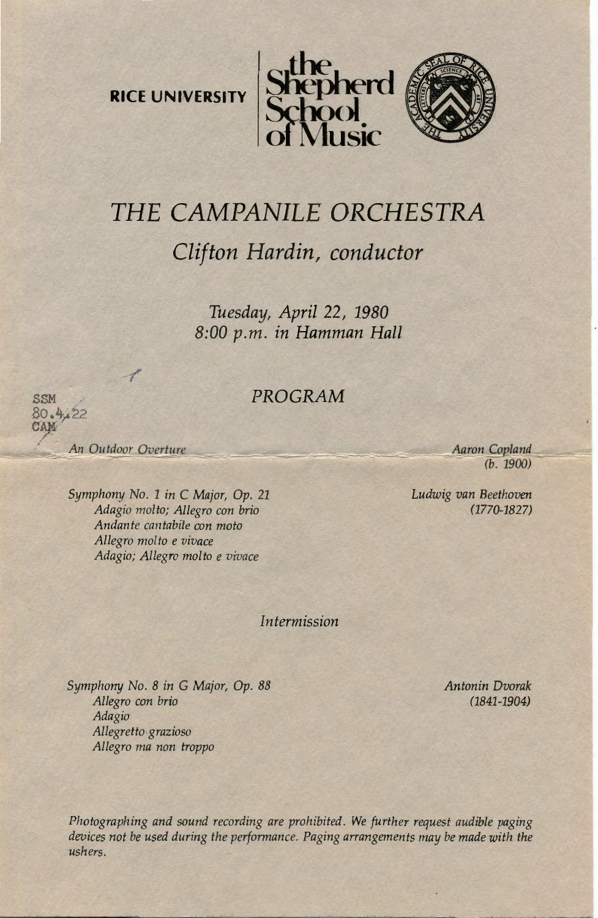RICE UNIVERSITY

the Shepherd School of Music

# *THE CAMPANILE ORCHESTRA*

## *Clifton Hardin, conductor*

*Tuesday, April 22, 1980*
*8:00 p.m. in Hamman Hall*

SSM
80.4.22
CAM

### *PROGRAM*

*An Outdoor Overture* — *Aaron Copland* *(b. 1900)*

*Symphony No. 1 in C Major, Op. 21* — *Ludwig van Beethoven* *(1770-1827)*
- *Adagio molto; Allegro con brio*
- *Andante cantabile con moto*
- *Allegro molto e vivace*
- *Adagio; Allegro molto e vivace*

*Intermission*

*Symphony No. 8 in G Major, Op. 88* — *Antonin Dvorak* *(1841-1904)*
- *Allegro con brio*
- *Adagio*
- *Allegretto grazioso*
- *Allegro ma non troppo*

*Photographing and sound recording are prohibited. We further request audible paging devices not be used during the performance. Paging arrangements may be made with the ushers.*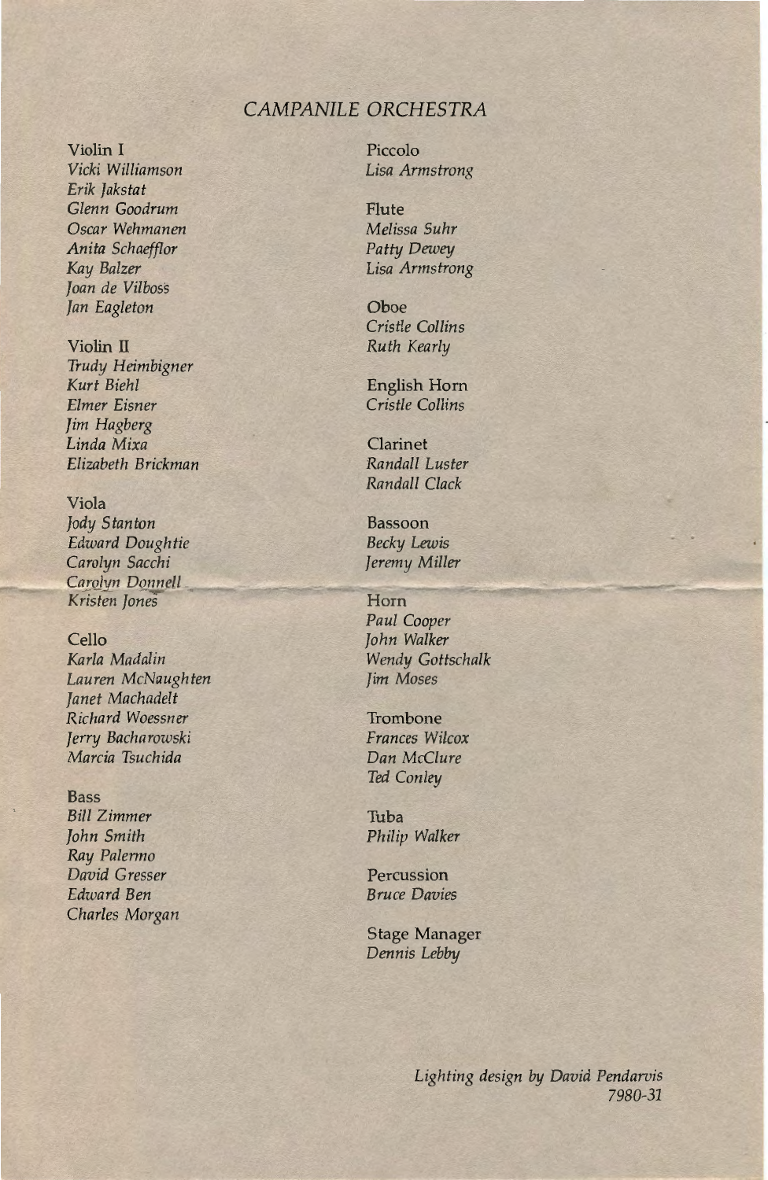## *CAMPANILE ORCHESTRA*

Violin I
*Vicki Williamson*
*Erik Jakstat*
*Glenn Goodrum*
*Oscar Wehmanen*
*Anita Schaefflor*
*Kay Balzer*
*Joan de Vilboss*
*Jan Eagleton*

Violin II
*Trudy Heimbigner*
*Kurt Biehl*
*Elmer Eisner*
*Jim Hagberg*
*Linda Mixa*
*Elizabeth Brickman*

Viola
*Jody Stanton*
*Edward Doughtie*
*Carolyn Sacchi*
*Carolyn Donnell*
*Kristen Jones*

Cello
*Karla Madalin*
*Lauren McNaughten*
*Janet Machadelt*
*Richard Woessner*
*Jerry Bacharowski*
*Marcia Tsuchida*

Bass
*Bill Zimmer*
*John Smith*
*Ray Palermo*
*David Gresser*
*Edward Ben*
*Charles Morgan*

Piccolo
*Lisa Armstrong*

Flute
*Melissa Suhr*
*Patty Dewey*
*Lisa Armstrong*

Oboe
*Cristle Collins*
*Ruth Kearly*

English Horn
*Cristle Collins*

Clarinet
*Randall Luster*
*Randall Clack*

Bassoon
*Becky Lewis*
*Jeremy Miller*

Horn
*Paul Cooper*
*John Walker*
*Wendy Gottschalk*
*Jim Moses*

Trombone
*Frances Wilcox*
*Dan McClure*
*Ted Conley*

Tuba
*Philip Walker*

Percussion
*Bruce Davies*

Stage Manager
*Dennis Lebby*

*Lighting design by David Pendarvis*
*7980-31*